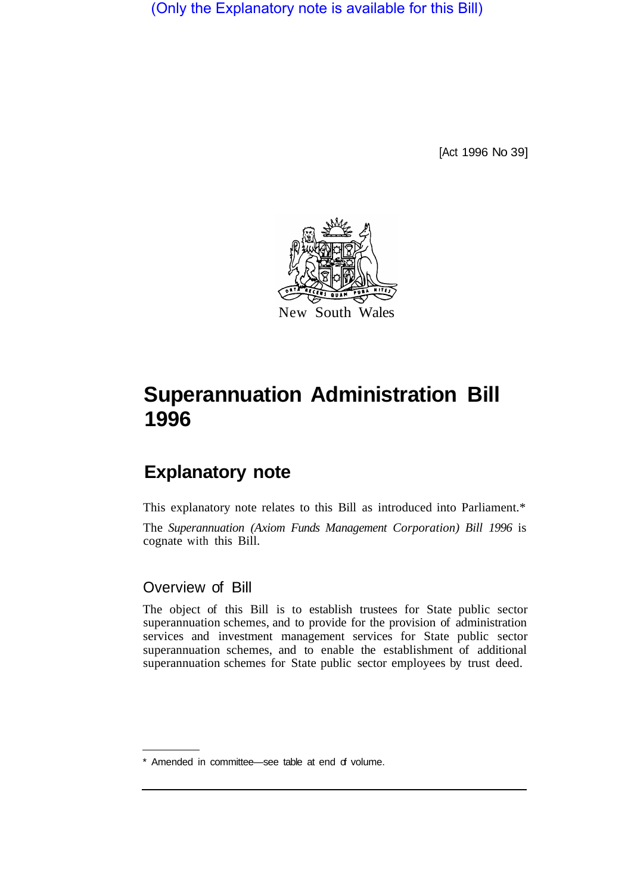(Only the Explanatory note is available for this Bill)

[Act 1996 No 39]

New South Wales

# Superannuation Administration Bill 1996

## Explanatory note

This explanatory note relates to this Bill as introduced into Parliament.*

The *Superannuation (Axiom Funds Management Corporation) Bill 1996* is cognate with this Bill.

### Overview of Bill

The object of this Bill is to establish trustees for State public sector superannuation schemes, and to provide for the provision of administration services and investment management services for State public sector superannuation schemes, and to enable the establishment of additional superannuation schemes for State public sector employees by trust deed.

* Amended in committee—see table at end of volume.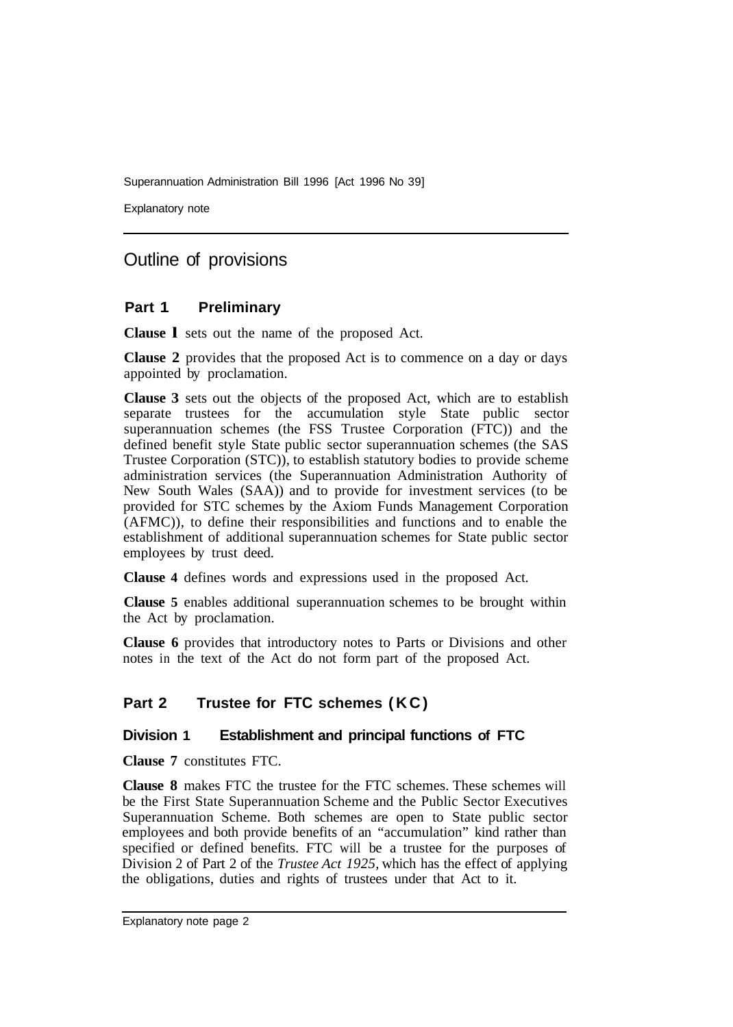## Outline of provisions

### Part 1 Preliminary

**Clause 1** sets out the name of the proposed Act.

**Clause 2** provides that the proposed Act is to commence on a day or days appointed by proclamation.

**Clause 3** sets out the objects of the proposed Act, which are to establish separate trustees for the accumulation style State public sector superannuation schemes (the FSS Trustee Corporation (FTC)) and the defined benefit style State public sector superannuation schemes (the SAS Trustee Corporation (STC)), to establish statutory bodies to provide scheme administration services (the Superannuation Administration Authority of New South Wales (SAA)) and to provide for investment services (to be provided for STC schemes by the Axiom Funds Management Corporation (AFMC)), to define their responsibilities and functions and to enable the establishment of additional superannuation schemes for State public sector employees by trust deed.

**Clause 4** defines words and expressions used in the proposed Act.

**Clause 5** enables additional superannuation schemes to be brought within the Act by proclamation.

**Clause 6** provides that introductory notes to Parts or Divisions and other notes in the text of the Act do not form part of the proposed Act.

### Part 2 Trustee for FTC schemes (KC)

#### Division 1 Establishment and principal functions of FTC

**Clause 7** constitutes FTC.

**Clause 8** makes FTC the trustee for the FTC schemes. These schemes will be the First State Superannuation Scheme and the Public Sector Executives Superannuation Scheme. Both schemes are open to State public sector employees and both provide benefits of an "accumulation" kind rather than specified or defined benefits. FTC will be a trustee for the purposes of Division 2 of Part 2 of the *Trustee Act 1925,* which has the effect of applying the obligations, duties and rights of trustees under that Act to it.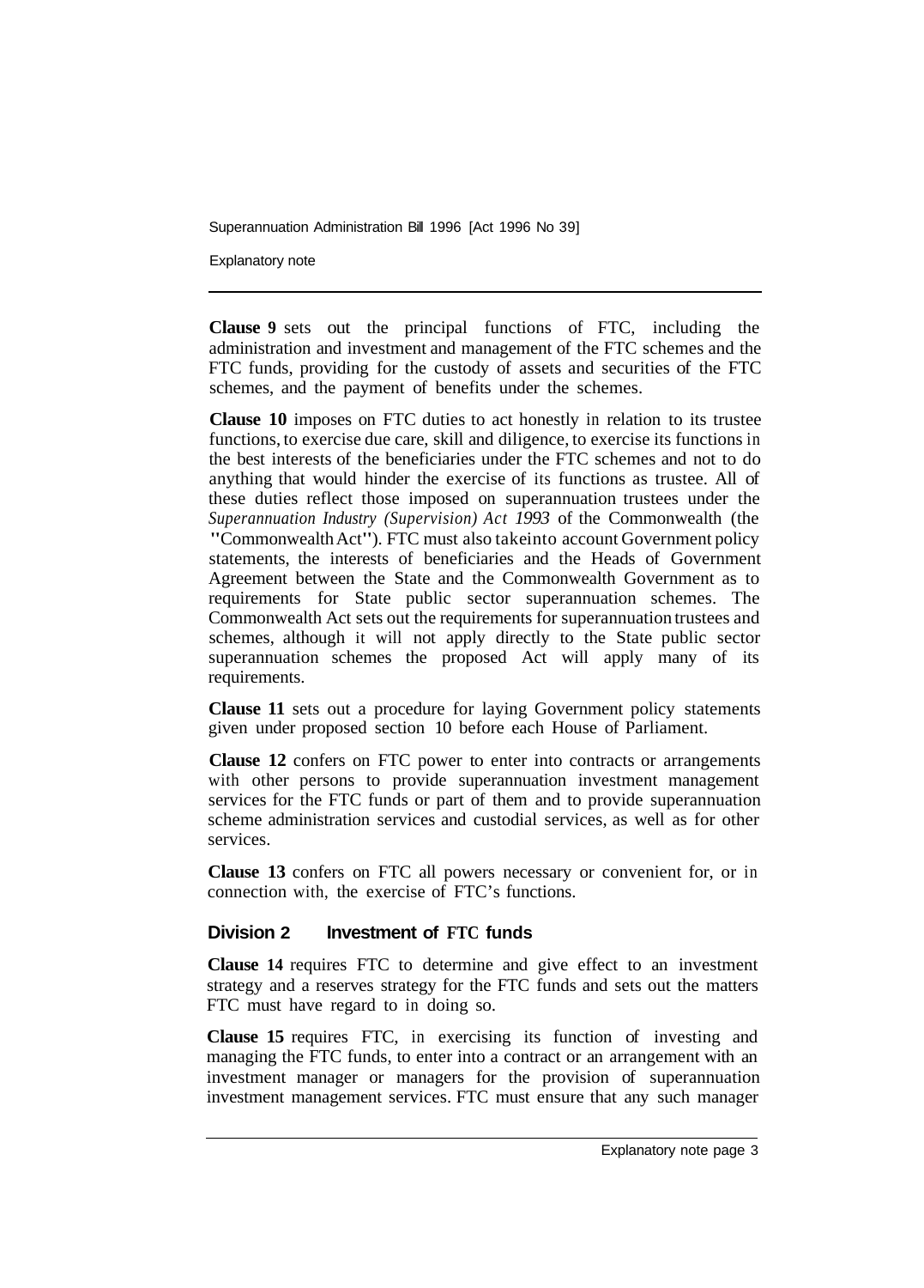**Clause 9** sets out the principal functions of FTC, including the administration and investment and management of the FTC schemes and the FTC funds, providing for the custody of assets and securities of the FTC schemes, and the payment of benefits under the schemes.

**Clause 10** imposes on FTC duties to act honestly in relation to its trustee functions, to exercise due care, skill and diligence, to exercise its functions in the best interests of the beneficiaries under the FTC schemes and not to do anything that would hinder the exercise of its functions as trustee. All of these duties reflect those imposed on superannuation trustees under the *Superannuation Industry (Supervision) Act 1993* of the Commonwealth (the "Commonwealth Act"). FTC must also takeinto account Government policy statements, the interests of beneficiaries and the Heads of Government Agreement between the State and the Commonwealth Government as to requirements for State public sector superannuation schemes. The Commonwealth Act sets out the requirements for superannuation trustees and schemes, although it will not apply directly to the State public sector superannuation schemes the proposed Act will apply many of its requirements.

**Clause 11** sets out a procedure for laying Government policy statements given under proposed section 10 before each House of Parliament.

**Clause 12** confers on FTC power to enter into contracts or arrangements with other persons to provide superannuation investment management services for the FTC funds or part of them and to provide superannuation scheme administration services and custodial services, as well as for other services.

**Clause 13** confers on FTC all powers necessary or convenient for, or in connection with, the exercise of FTC's functions.

## Division 2 Investment of FTC funds

**Clause 14** requires FTC to determine and give effect to an investment strategy and a reserves strategy for the FTC funds and sets out the matters FTC must have regard to in doing so.

**Clause 15** requires FTC, in exercising its function of investing and managing the FTC funds, to enter into a contract or an arrangement with an investment manager or managers for the provision of superannuation investment management services. FTC must ensure that any such manager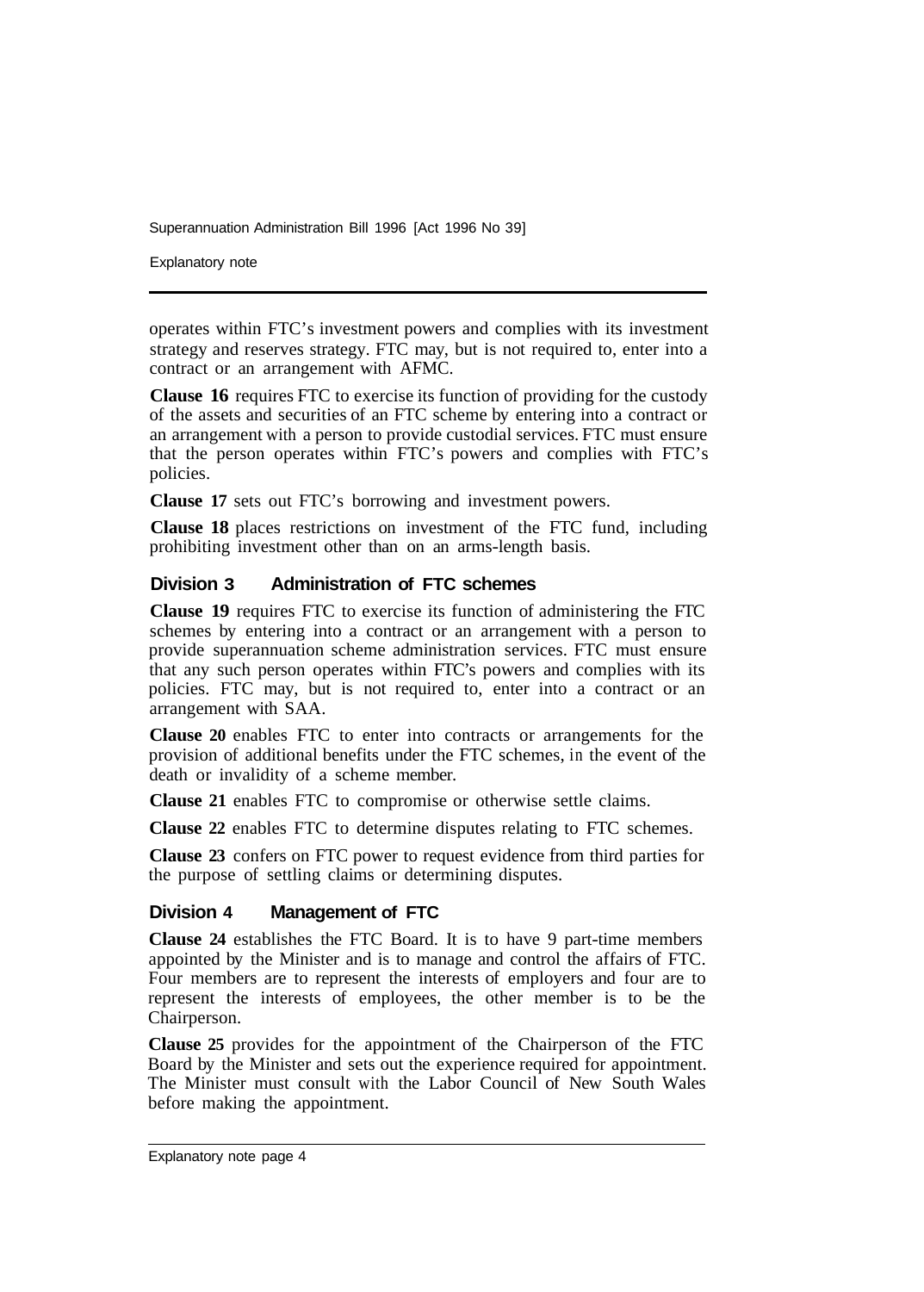operates within FTC's investment powers and complies with its investment strategy and reserves strategy. FTC may, but is not required to, enter into a contract or an arrangement with AFMC.

**Clause 16** requires FTC to exercise its function of providing for the custody of the assets and securities of an FTC scheme by entering into a contract or an arrangement with a person to provide custodial services. FTC must ensure that the person operates within FTC's powers and complies with FTC's policies.

**Clause 17** sets out FTC's borrowing and investment powers.

**Clause 18** places restrictions on investment of the FTC fund, including prohibiting investment other than on an arms-length basis.

### Division 3 Administration of FTC schemes

**Clause 19** requires FTC to exercise its function of administering the FTC schemes by entering into a contract or an arrangement with a person to provide superannuation scheme administration services. FTC must ensure that any such person operates within FTC's powers and complies with its policies. FTC may, but is not required to, enter into a contract or an arrangement with SAA.

**Clause 20** enables FTC to enter into contracts or arrangements for the provision of additional benefits under the FTC schemes, in the event of the death or invalidity of a scheme member.

**Clause 21** enables FTC to compromise or otherwise settle claims.

**Clause 22** enables FTC to determine disputes relating to FTC schemes.

**Clause 23** confers on FTC power to request evidence from third parties for the purpose of settling claims or determining disputes.

### Division 4 Management of FTC

**Clause 24** establishes the FTC Board. It is to have 9 part-time members appointed by the Minister and is to manage and control the affairs of FTC. Four members are to represent the interests of employers and four are to represent the interests of employees, the other member is to be the Chairperson.

**Clause 25** provides for the appointment of the Chairperson of the FTC Board by the Minister and sets out the experience required for appointment. The Minister must consult with the Labor Council of New South Wales before making the appointment.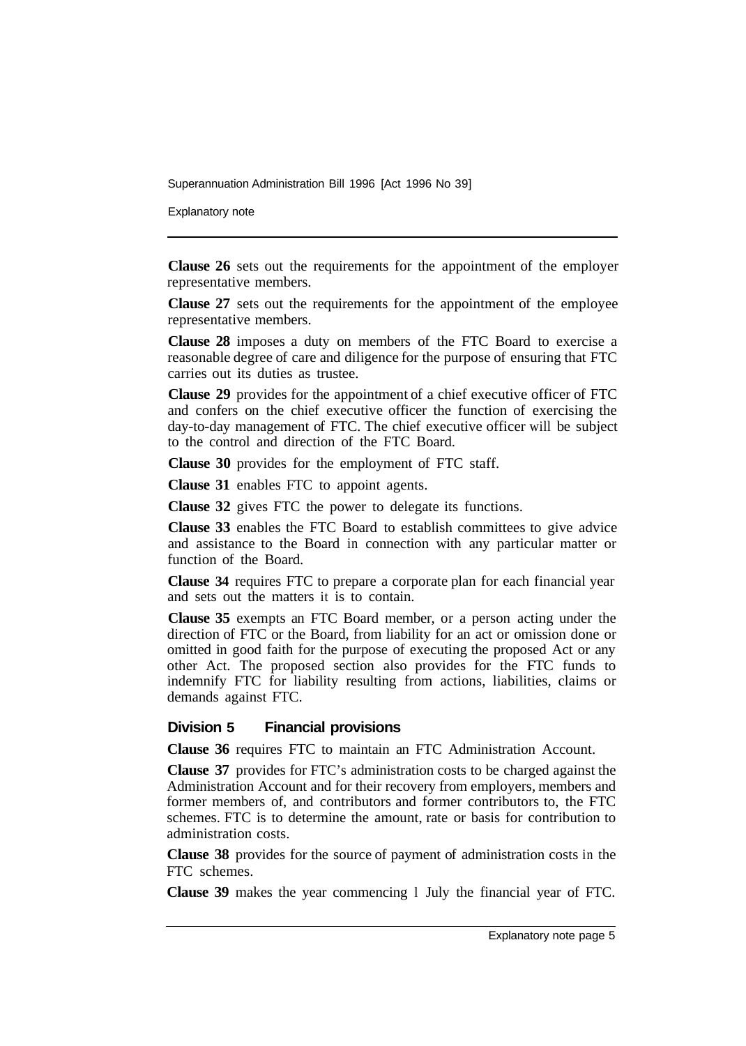**Clause 26** sets out the requirements for the appointment of the employer representative members.

**Clause 27** sets out the requirements for the appointment of the employee representative members.

**Clause 28** imposes a duty on members of the FTC Board to exercise a reasonable degree of care and diligence for the purpose of ensuring that FTC carries out its duties as trustee.

**Clause 29** provides for the appointment of a chief executive officer of FTC and confers on the chief executive officer the function of exercising the day-to-day management of FTC. The chief executive officer will be subject to the control and direction of the FTC Board.

**Clause 30** provides for the employment of FTC staff.

**Clause 31** enables FTC to appoint agents.

**Clause 32** gives FTC the power to delegate its functions.

**Clause 33** enables the FTC Board to establish committees to give advice and assistance to the Board in connection with any particular matter or function of the Board.

**Clause 34** requires FTC to prepare a corporate plan for each financial year and sets out the matters it is to contain.

**Clause 35** exempts an FTC Board member, or a person acting under the direction of FTC or the Board, from liability for an act or omission done or omitted in good faith for the purpose of executing the proposed Act or any other Act. The proposed section also provides for the FTC funds to indemnify FTC for liability resulting from actions, liabilities, claims or demands against FTC.

## Division 5 Financial provisions

**Clause 36** requires FTC to maintain an FTC Administration Account.

**Clause 37** provides for FTC's administration costs to be charged against the Administration Account and for their recovery from employers, members and former members of, and contributors and former contributors to, the FTC schemes. FTC is to determine the amount, rate or basis for contribution to administration costs.

**Clause 38** provides for the source of payment of administration costs in the FTC schemes.

**Clause 39** makes the year commencing 1 July the financial year of FTC.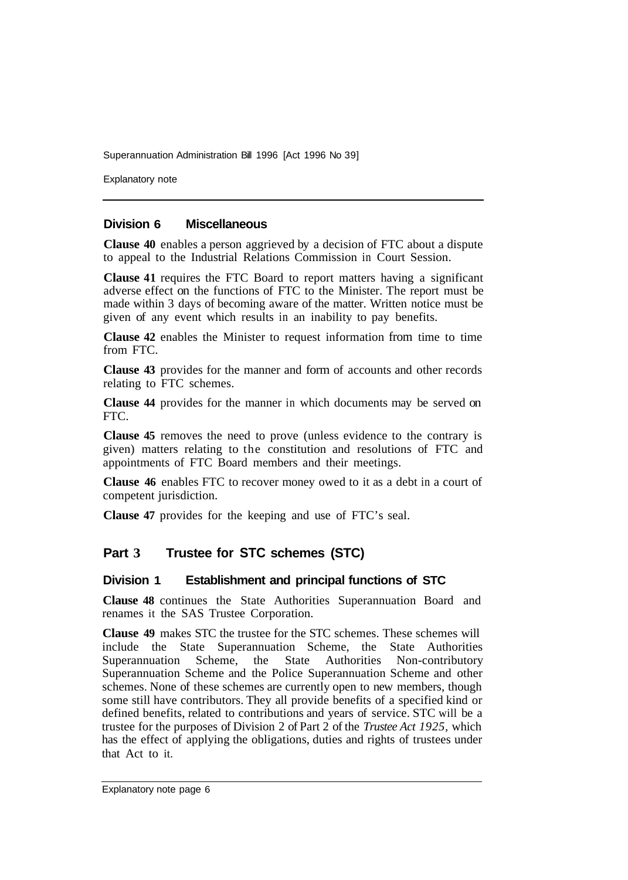### Division 6 Miscellaneous

**Clause 40** enables a person aggrieved by a decision of FTC about a dispute to appeal to the Industrial Relations Commission in Court Session.

**Clause 41** requires the FTC Board to report matters having a significant adverse effect on the functions of FTC to the Minister. The report must be made within 3 days of becoming aware of the matter. Written notice must be given of any event which results in an inability to pay benefits.

**Clause 42** enables the Minister to request information from time to time from FTC.

**Clause 43** provides for the manner and form of accounts and other records relating to FTC schemes.

**Clause 44** provides for the manner in which documents may be served on FTC.

**Clause 45** removes the need to prove (unless evidence to the contrary is given) matters relating to the constitution and resolutions of FTC and appointments of FTC Board members and their meetings.

**Clause 46** enables FTC to recover money owed to it as a debt in a court of competent jurisdiction.

**Clause 47** provides for the keeping and use of FTC's seal.

## Part 3 Trustee for STC schemes (STC)

### Division 1 Establishment and principal functions of STC

**Clause 48** continues the State Authorities Superannuation Board and renames it the SAS Trustee Corporation.

**Clause 49** makes STC the trustee for the STC schemes. These schemes will include the State Superannuation Scheme, the State Authorities Superannuation Scheme, the State Authorities Non-contributory Superannuation Scheme and the Police Superannuation Scheme and other schemes. None of these schemes are currently open to new members, though some still have contributors. They all provide benefits of a specified kind or defined benefits, related to contributions and years of service. STC will be a trustee for the purposes of Division 2 of Part 2 of the *Trustee Act 1925*, which has the effect of applying the obligations, duties and rights of trustees under that Act to it.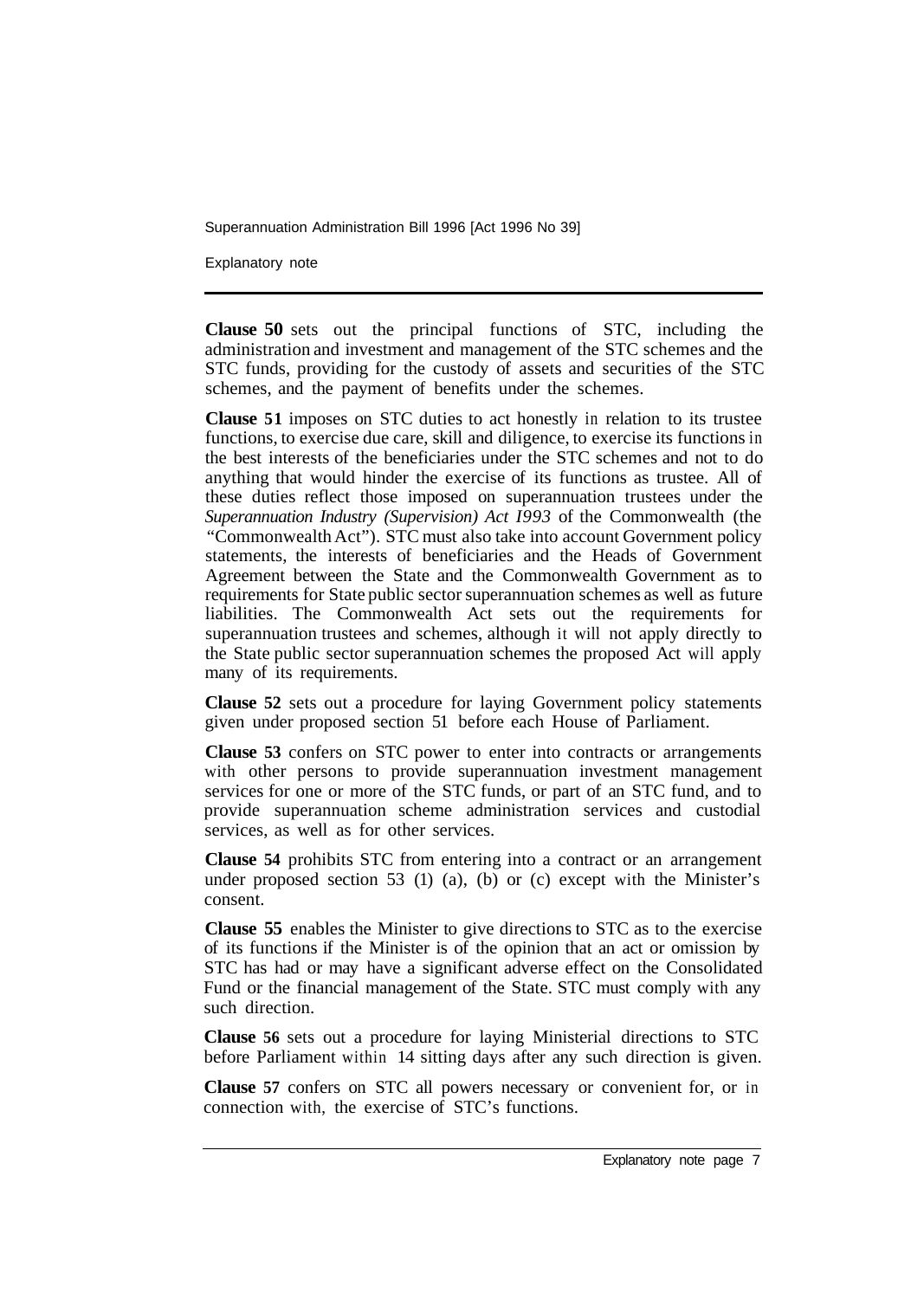**Clause 50** sets out the principal functions of STC, including the administration and investment and management of the STC schemes and the STC funds, providing for the custody of assets and securities of the STC schemes, and the payment of benefits under the schemes.

**Clause 51** imposes on STC duties to act honestly in relation to its trustee functions, to exercise due care, skill and diligence, to exercise its functions in the best interests of the beneficiaries under the STC schemes and not to do anything that would hinder the exercise of its functions as trustee. All of these duties reflect those imposed on superannuation trustees under the *Superannuation Industry (Supervision) Act I993* of the Commonwealth (the "Commonwealth Act"). STC must also take into account Government policy statements, the interests of beneficiaries and the Heads of Government Agreement between the State and the Commonwealth Government as to requirements for State public sector superannuation schemes as well as future liabilities. The Commonwealth Act sets out the requirements for superannuation trustees and schemes, although it will not apply directly to the State public sector superannuation schemes the proposed Act will apply many of its requirements.

**Clause 52** sets out a procedure for laying Government policy statements given under proposed section 51 before each House of Parliament.

**Clause 53** confers on STC power to enter into contracts or arrangements with other persons to provide superannuation investment management services for one or more of the STC funds, or part of an STC fund, and to provide superannuation scheme administration services and custodial services, as well as for other services.

**Clause 54** prohibits STC from entering into a contract or an arrangement under proposed section 53 (1) (a), (b) or (c) except with the Minister's consent.

**Clause 55** enables the Minister to give directions to STC as to the exercise of its functions if the Minister is of the opinion that an act or omission by STC has had or may have a significant adverse effect on the Consolidated Fund or the financial management of the State. STC must comply with any such direction.

**Clause 56** sets out a procedure for laying Ministerial directions to STC before Parliament within 14 sitting days after any such direction is given.

**Clause 57** confers on STC all powers necessary or convenient for, or in connection with, the exercise of STC's functions.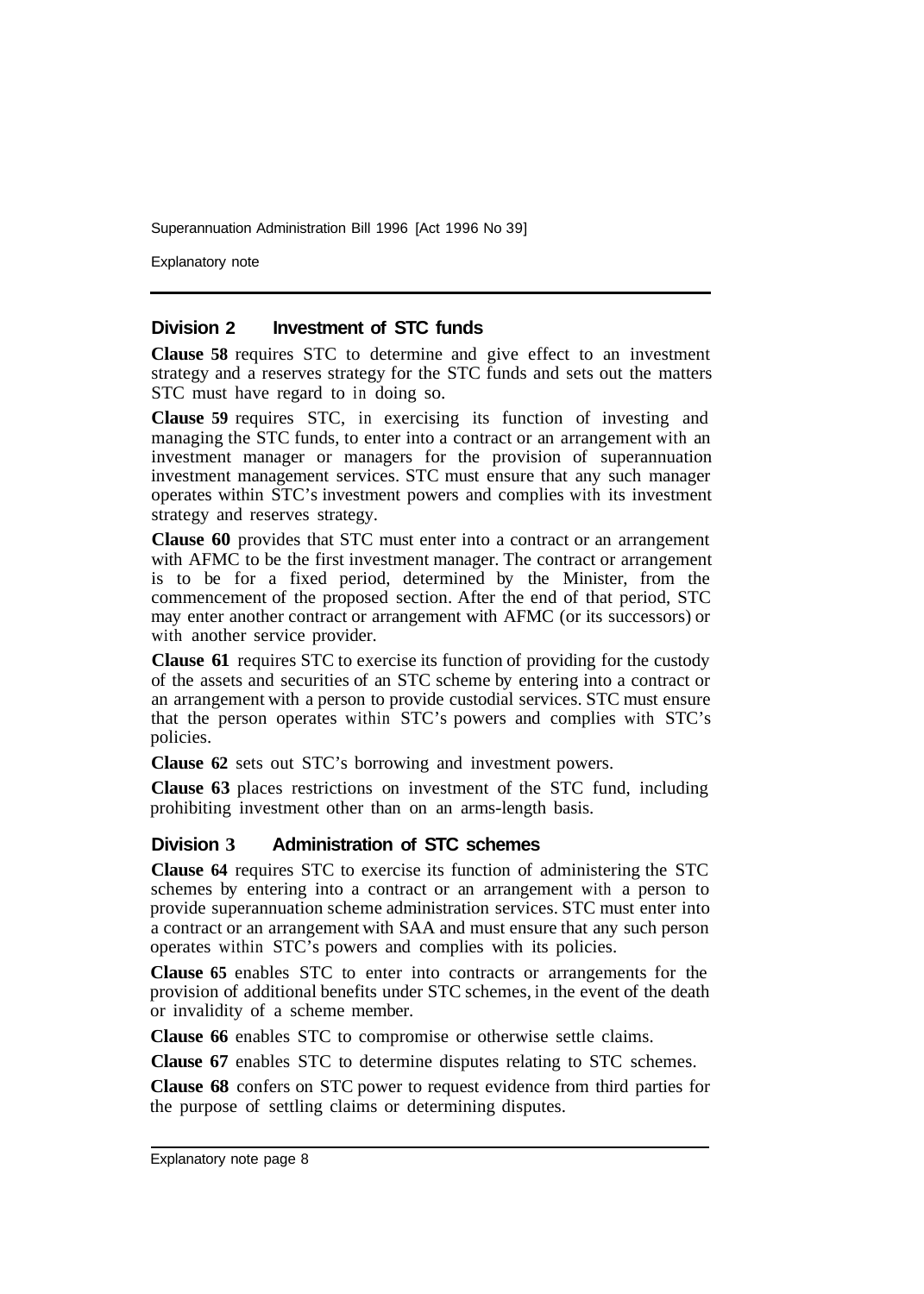## Division 2 Investment of STC funds

**Clause 58** requires STC to determine and give effect to an investment strategy and a reserves strategy for the STC funds and sets out the matters STC must have regard to in doing so.

**Clause 59** requires STC, in exercising its function of investing and managing the STC funds, to enter into a contract or an arrangement with an investment manager or managers for the provision of superannuation investment management services. STC must ensure that any such manager operates within STC's investment powers and complies with its investment strategy and reserves strategy.

**Clause 60** provides that STC must enter into a contract or an arrangement with AFMC to be the first investment manager. The contract or arrangement is to be for a fixed period, determined by the Minister, from the commencement of the proposed section. After the end of that period, STC may enter another contract or arrangement with AFMC (or its successors) or with another service provider.

**Clause 61** requires STC to exercise its function of providing for the custody of the assets and securities of an STC scheme by entering into a contract or an arrangement with a person to provide custodial services. STC must ensure that the person operates within STC's powers and complies with STC's policies.

**Clause 62** sets out STC's borrowing and investment powers.

**Clause 63** places restrictions on investment of the STC fund, including prohibiting investment other than on an arms-length basis.

## Division 3 Administration of STC schemes

**Clause 64** requires STC to exercise its function of administering the STC schemes by entering into a contract or an arrangement with a person to provide superannuation scheme administration services. STC must enter into a contract or an arrangement with SAA and must ensure that any such person operates within STC's powers and complies with its policies.

**Clause 65** enables STC to enter into contracts or arrangements for the provision of additional benefits under STC schemes, in the event of the death or invalidity of a scheme member.

**Clause 66** enables STC to compromise or otherwise settle claims.

**Clause 67** enables STC to determine disputes relating to STC schemes.

**Clause 68** confers on STC power to request evidence from third parties for the purpose of settling claims or determining disputes.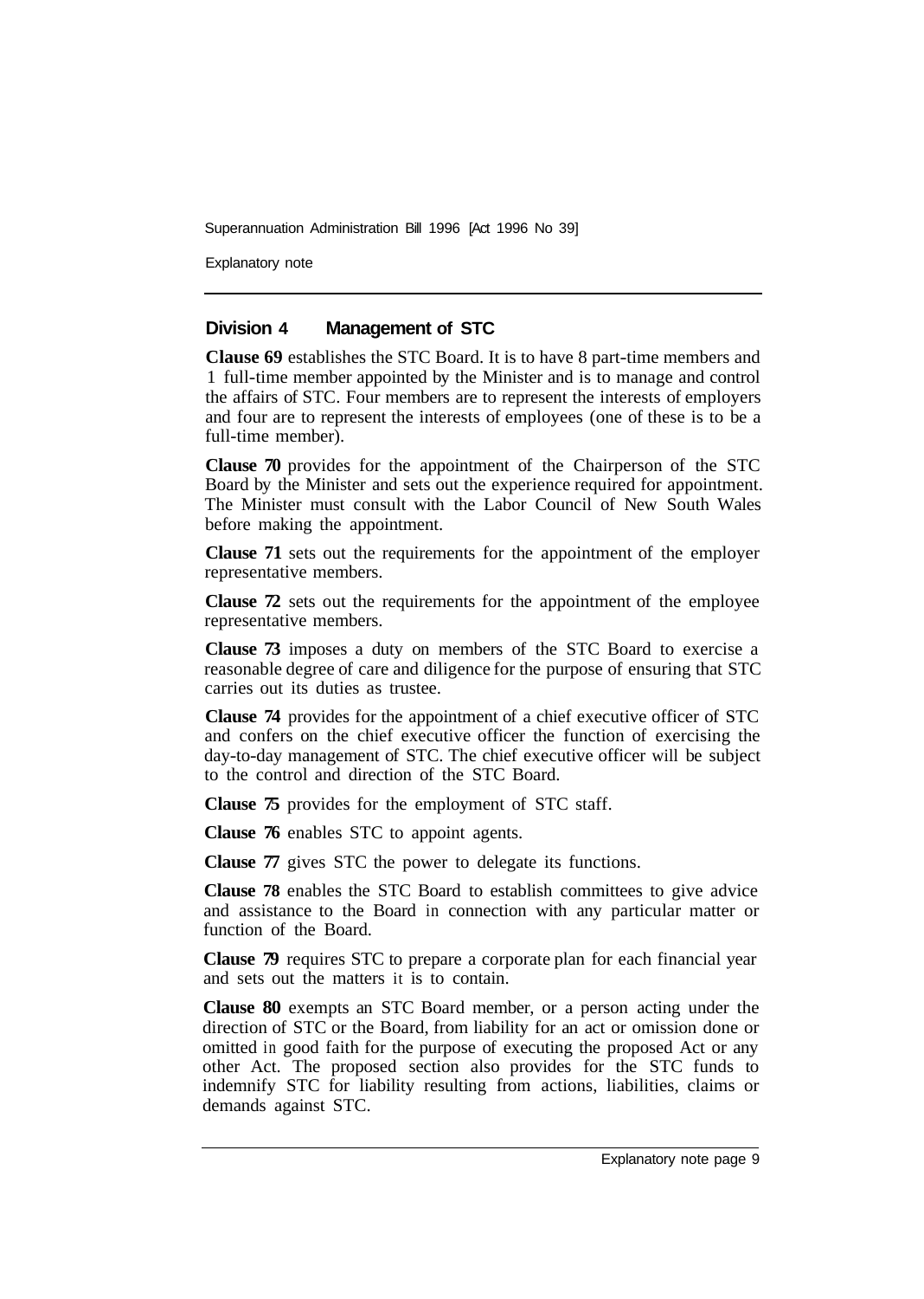### Division 4 Management of STC

**Clause 69** establishes the STC Board. It is to have 8 part-time members and 1 full-time member appointed by the Minister and is to manage and control the affairs of STC. Four members are to represent the interests of employers and four are to represent the interests of employees (one of these is to be a full-time member).

**Clause 70** provides for the appointment of the Chairperson of the STC Board by the Minister and sets out the experience required for appointment. The Minister must consult with the Labor Council of New South Wales before making the appointment.

**Clause 71** sets out the requirements for the appointment of the employer representative members.

**Clause 72** sets out the requirements for the appointment of the employee representative members.

**Clause 73** imposes a duty on members of the STC Board to exercise a reasonable degree of care and diligence for the purpose of ensuring that STC carries out its duties as trustee.

**Clause 74** provides for the appointment of a chief executive officer of STC and confers on the chief executive officer the function of exercising the day-to-day management of STC. The chief executive officer will be subject to the control and direction of the STC Board.

**Clause 75** provides for the employment of STC staff.

**Clause 76** enables STC to appoint agents.

**Clause 77** gives STC the power to delegate its functions.

**Clause 78** enables the STC Board to establish committees to give advice and assistance to the Board in connection with any particular matter or function of the Board.

**Clause 79** requires STC to prepare a corporate plan for each financial year and sets out the matters it is to contain.

**Clause 80** exempts an STC Board member, or a person acting under the direction of STC or the Board, from liability for an act or omission done or omitted in good faith for the purpose of executing the proposed Act or any other Act. The proposed section also provides for the STC funds to indemnify STC for liability resulting from actions, liabilities, claims or demands against STC.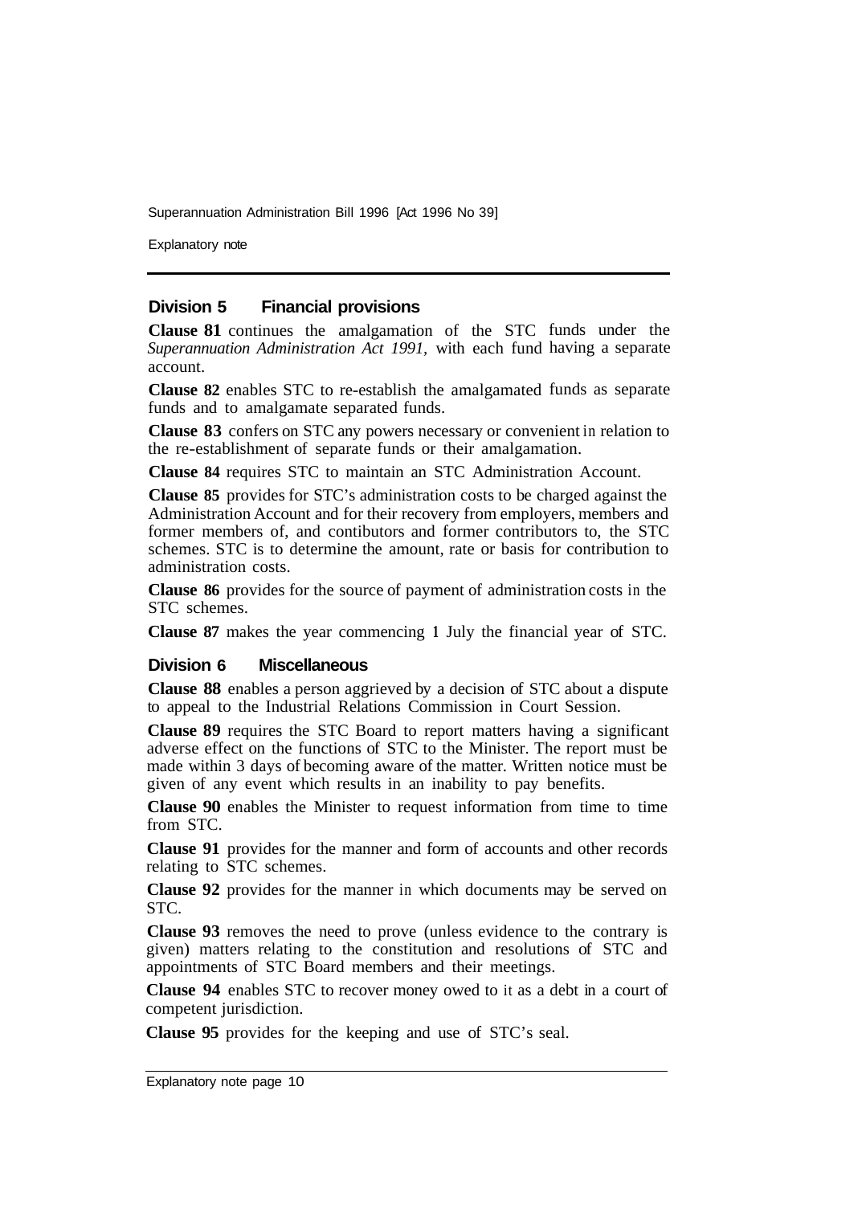## Division 5 Financial provisions

**Clause 81** continues the amalgamation of the STC funds under the *Superannuation Administration Act 1991,* with each fund having a separate account.

**Clause 82** enables STC to re-establish the amalgamated funds as separate funds and to amalgamate separated funds.

**Clause 83** confers on STC any powers necessary or convenient in relation to the re-establishment of separate funds or their amalgamation.

**Clause 84** requires STC to maintain an STC Administration Account.

**Clause 85** provides for STC's administration costs to be charged against the Administration Account and for their recovery from employers, members and former members of, and contibutors and former contributors to, the STC schemes. STC is to determine the amount, rate or basis for contribution to administration costs.

**Clause 86** provides for the source of payment of administration costs in the STC schemes.

**Clause 87** makes the year commencing 1 July the financial year of STC.

## Division 6 Miscellaneous

**Clause 88** enables a person aggrieved by a decision of STC about a dispute to appeal to the Industrial Relations Commission in Court Session.

**Clause 89** requires the STC Board to report matters having a significant adverse effect on the functions of STC to the Minister. The report must be made within 3 days of becoming aware of the matter. Written notice must be given of any event which results in an inability to pay benefits.

**Clause 90** enables the Minister to request information from time to time from STC.

**Clause 91** provides for the manner and form of accounts and other records relating to STC schemes.

**Clause 92** provides for the manner in which documents may be served on STC.

**Clause 93** removes the need to prove (unless evidence to the contrary is given) matters relating to the constitution and resolutions of STC and appointments of STC Board members and their meetings.

**Clause 94** enables STC to recover money owed to it as a debt in a court of competent jurisdiction.

**Clause 95** provides for the keeping and use of STC's seal.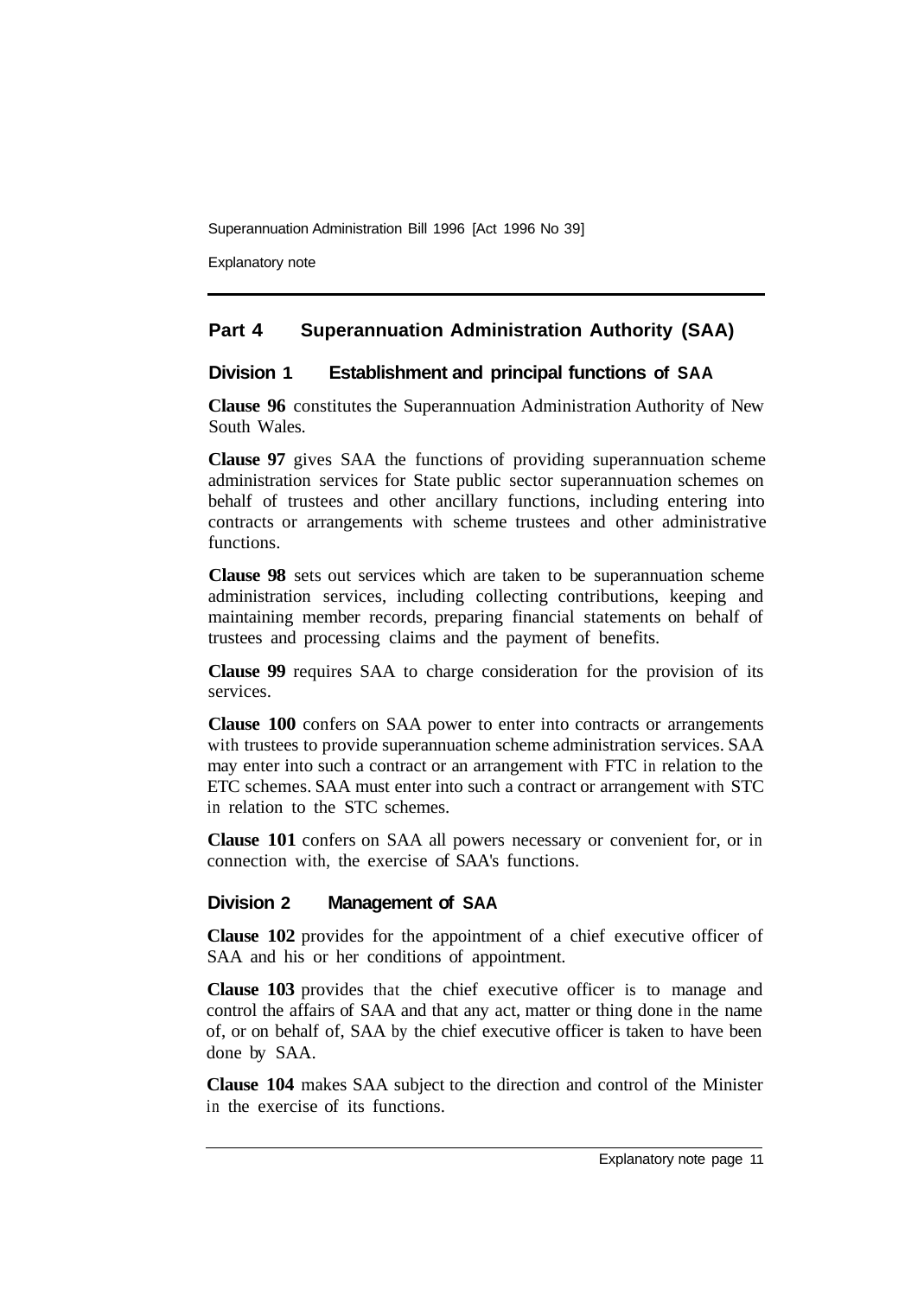## Part 4 Superannuation Administration Authority (SAA)

### Division 1 Establishment and principal functions of SAA

**Clause 96** constitutes the Superannuation Administration Authority of New South Wales.

**Clause 97** gives SAA the functions of providing superannuation scheme administration services for State public sector superannuation schemes on behalf of trustees and other ancillary functions, including entering into contracts or arrangements with scheme trustees and other administrative functions.

**Clause 98** sets out services which are taken to be superannuation scheme administration services, including collecting contributions, keeping and maintaining member records, preparing financial statements on behalf of trustees and processing claims and the payment of benefits.

**Clause 99** requires SAA to charge consideration for the provision of its services.

**Clause 100** confers on SAA power to enter into contracts or arrangements with trustees to provide superannuation scheme administration services. SAA may enter into such a contract or an arrangement with FTC in relation to the ETC schemes. SAA must enter into such a contract or arrangement with STC in relation to the STC schemes.

**Clause 101** confers on SAA all powers necessary or convenient for, or in connection with, the exercise of SAA's functions.

### Division 2 Management of SAA

**Clause 102** provides for the appointment of a chief executive officer of SAA and his or her conditions of appointment.

**Clause 103** provides that the chief executive officer is to manage and control the affairs of SAA and that any act, matter or thing done in the name of, or on behalf of, SAA by the chief executive officer is taken to have been done by SAA.

**Clause 104** makes SAA subject to the direction and control of the Minister in the exercise of its functions.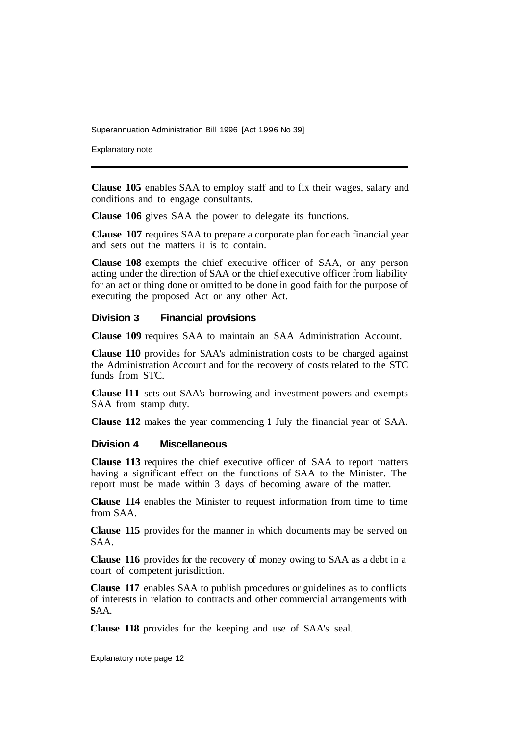**Clause 105** enables SAA to employ staff and to fix their wages, salary and conditions and to engage consultants.

**Clause 106** gives SAA the power to delegate its functions.

**Clause 107** requires SAA to prepare a corporate plan for each financial year and sets out the matters it is to contain.

**Clause 108** exempts the chief executive officer of SAA, or any person acting under the direction of SAA or the chief executive officer from liability for an act or thing done or omitted to be done in good faith for the purpose of executing the proposed Act or any other Act.

### Division 3 Financial provisions

**Clause 109** requires SAA to maintain an SAA Administration Account.

**Clause 110** provides for SAA's administration costs to be charged against the Administration Account and for the recovery of costs related to the STC funds from STC.

**Clause l11** sets out SAA's borrowing and investment powers and exempts SAA from stamp duty.

**Clause 112** makes the year commencing 1 July the financial year of SAA.

### Division 4 Miscellaneous

**Clause 113** requires the chief executive officer of SAA to report matters having a significant effect on the functions of SAA to the Minister. The report must be made within 3 days of becoming aware of the matter.

**Clause 114** enables the Minister to request information from time to time from SAA.

**Clause 115** provides for the manner in which documents may be served on SAA.

**Clause 116** provides for the recovery of money owing to SAA as a debt in a court of competent jurisdiction.

**Clause 117** enables SAA to publish procedures or guidelines as to conflicts of interests in relation to contracts and other commercial arrangements with SAA.

**Clause 118** provides for the keeping and use of SAA's seal.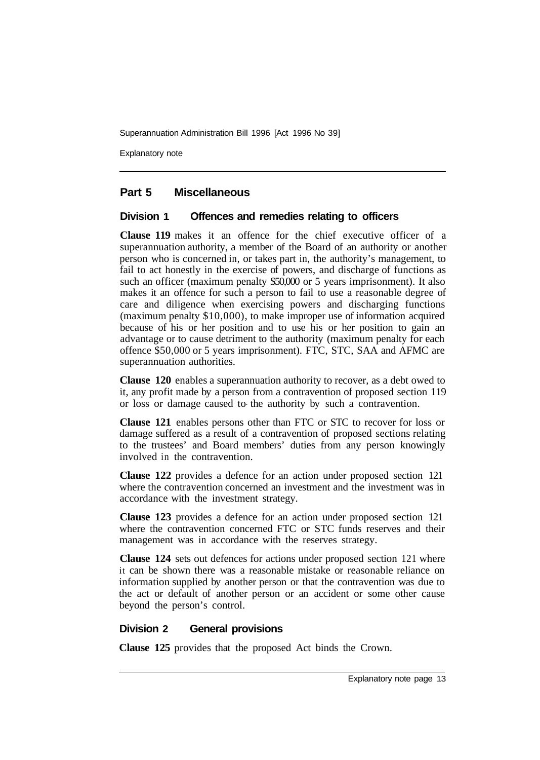## Part 5 Miscellaneous

### Division 1 Offences and remedies relating to officers

**Clause 119** makes it an offence for the chief executive officer of a superannuation authority, a member of the Board of an authority or another person who is concerned in, or takes part in, the authority's management, to fail to act honestly in the exercise of powers, and discharge of functions as such an officer (maximum penalty $50,000 or 5 years imprisonment). It also makes it an offence for such a person to fail to use a reasonable degree of care and diligence when exercising powers and discharging functions (maximum penalty $10,000), to make improper use of information acquired because of his or her position and to use his or her position to gain an advantage or to cause detriment to the authority (maximum penalty for each offence $50,000 or 5 years imprisonment). FTC, STC, SAA and AFMC are superannuation authorities.

**Clause 120** enables a superannuation authority to recover, as a debt owed to it, any profit made by a person from a contravention of proposed section 119 or loss or damage caused to the authority by such a contravention.

**Clause 121** enables persons other than FTC or STC to recover for loss or damage suffered as a result of a contravention of proposed sections relating to the trustees' and Board members' duties from any person knowingly involved in the contravention.

**Clause 122** provides a defence for an action under proposed section 121 where the contravention concerned an investment and the investment was in accordance with the investment strategy.

**Clause 123** provides a defence for an action under proposed section 121 where the contravention concerned FTC or STC funds reserves and their management was in accordance with the reserves strategy.

**Clause 124** sets out defences for actions under proposed section 121 where it can be shown there was a reasonable mistake or reasonable reliance on information supplied by another person or that the contravention was due to the act or default of another person or an accident or some other cause beyond the person's control.

### Division 2 General provisions

**Clause 125** provides that the proposed Act binds the Crown.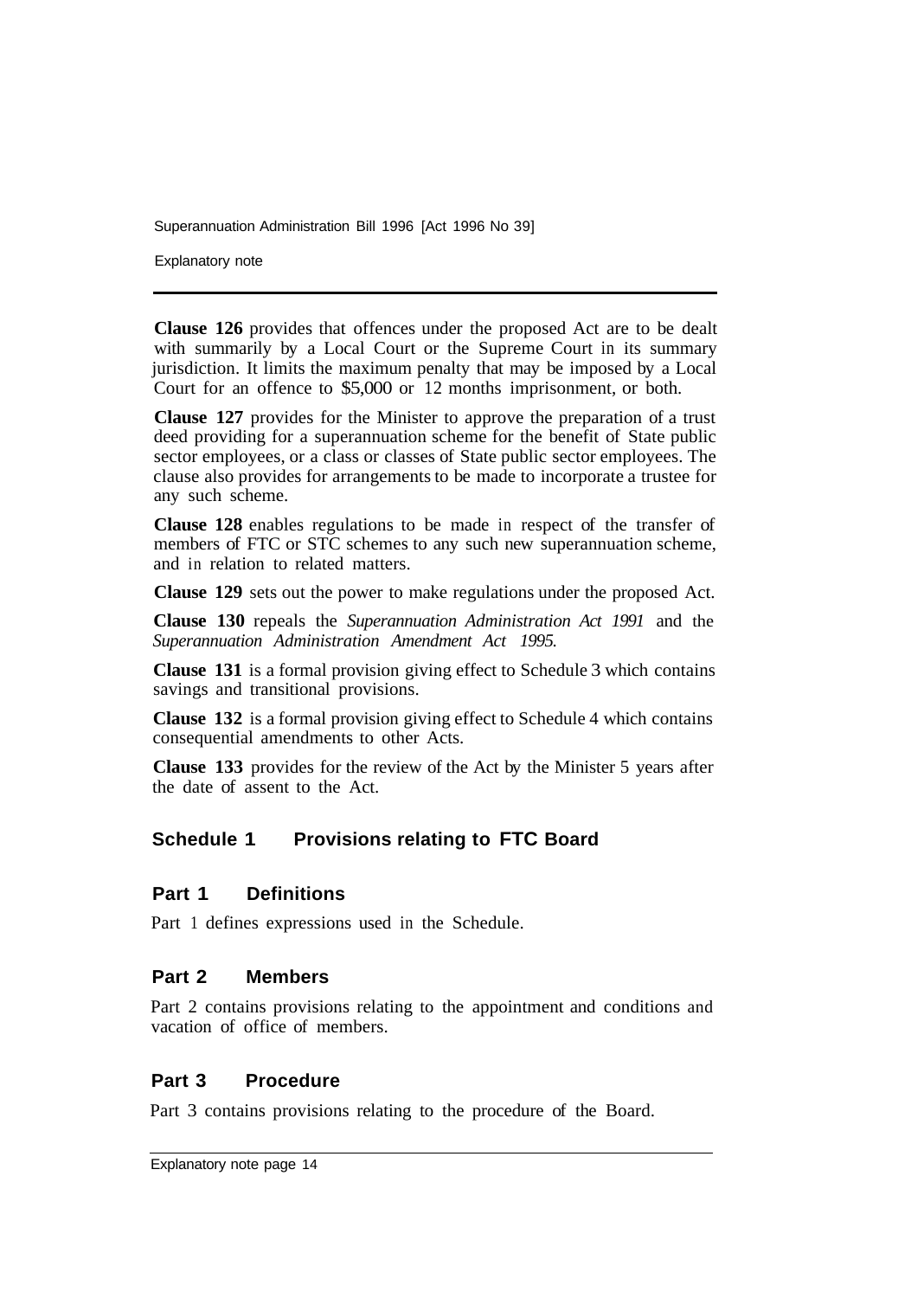**Clause 126** provides that offences under the proposed Act are to be dealt with summarily by a Local Court or the Supreme Court in its summary jurisdiction. It limits the maximum penalty that may be imposed by a Local Court for an offence to $5,000 or 12 months imprisonment, or both.

**Clause 127** provides for the Minister to approve the preparation of a trust deed providing for a superannuation scheme for the benefit of State public sector employees, or a class or classes of State public sector employees. The clause also provides for arrangements to be made to incorporate a trustee for any such scheme.

**Clause 128** enables regulations to be made in respect of the transfer of members of FTC or STC schemes to any such new superannuation scheme, and in relation to related matters.

**Clause 129** sets out the power to make regulations under the proposed Act.

**Clause 130** repeals the *Superannuation Administration Act 1991* and the *Superannuation Administration Amendment Act 1995*.

**Clause 131** is a formal provision giving effect to Schedule 3 which contains savings and transitional provisions.

**Clause 132** is a formal provision giving effect to Schedule 4 which contains consequential amendments to other Acts.

**Clause 133** provides for the review of the Act by the Minister 5 years after the date of assent to the Act.

## Schedule 1 Provisions relating to FTC Board

### Part 1 Definitions

Part 1 defines expressions used in the Schedule.

### Part 2 Members

Part 2 contains provisions relating to the appointment and conditions and vacation of office of members.

### Part 3 Procedure

Part 3 contains provisions relating to the procedure of the Board.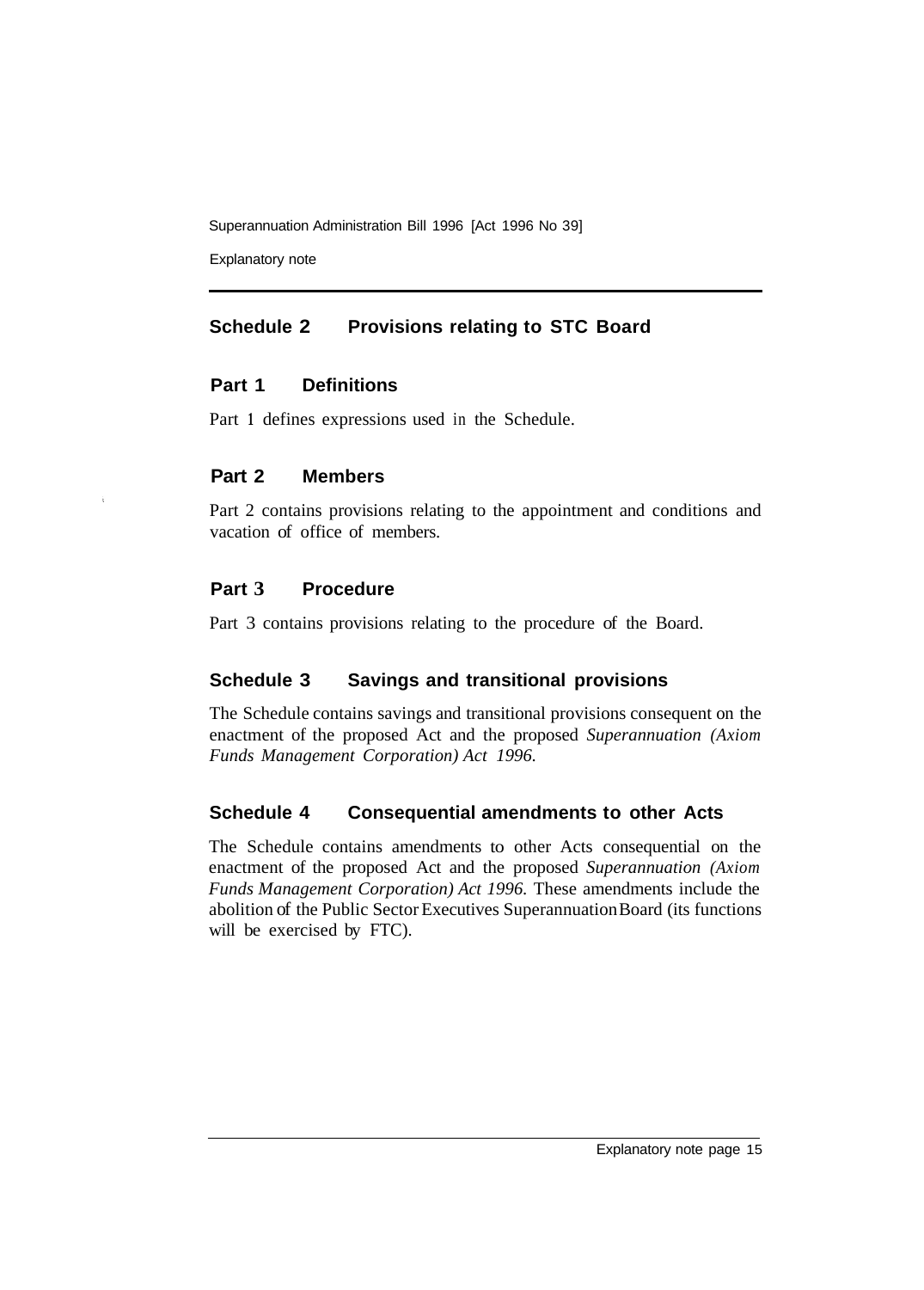## Schedule 2 Provisions relating to STC Board

### Part 1 Definitions

Part 1 defines expressions used in the Schedule.

### Part 2 Members

Part 2 contains provisions relating to the appointment and conditions and vacation of office of members.

### Part 3 Procedure

Part 3 contains provisions relating to the procedure of the Board.

## Schedule 3 Savings and transitional provisions

The Schedule contains savings and transitional provisions consequent on the enactment of the proposed Act and the proposed *Superannuation (Axiom Funds Management Corporation) Act 1996.*

## Schedule 4 Consequential amendments to other Acts

The Schedule contains amendments to other Acts consequential on the enactment of the proposed Act and the proposed *Superannuation (Axiom Funds Management Corporation) Act 1996.* These amendments include the abolition of the Public Sector Executives Superannuation Board (its functions will be exercised by FTC).